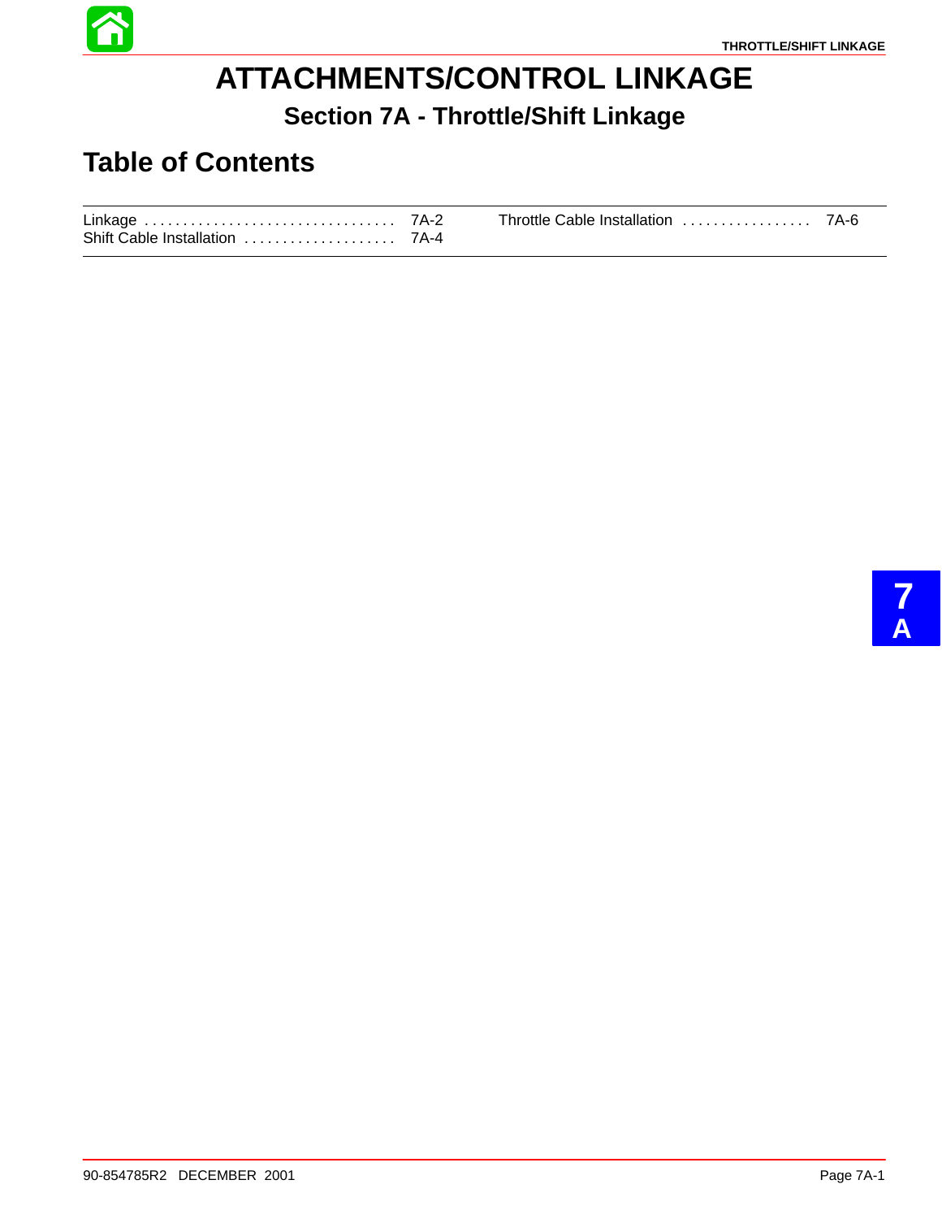# ATTACHMENTS/CONTROL LINKAGE

## Section 7A - Throttle/Shift Linkage

## Table of Contents

| | |
|---|---|
| Linkage | 7A-2 |
| Shift Cable Installation | 7A-4 |
| Throttle Cable Installation | 7A-6 |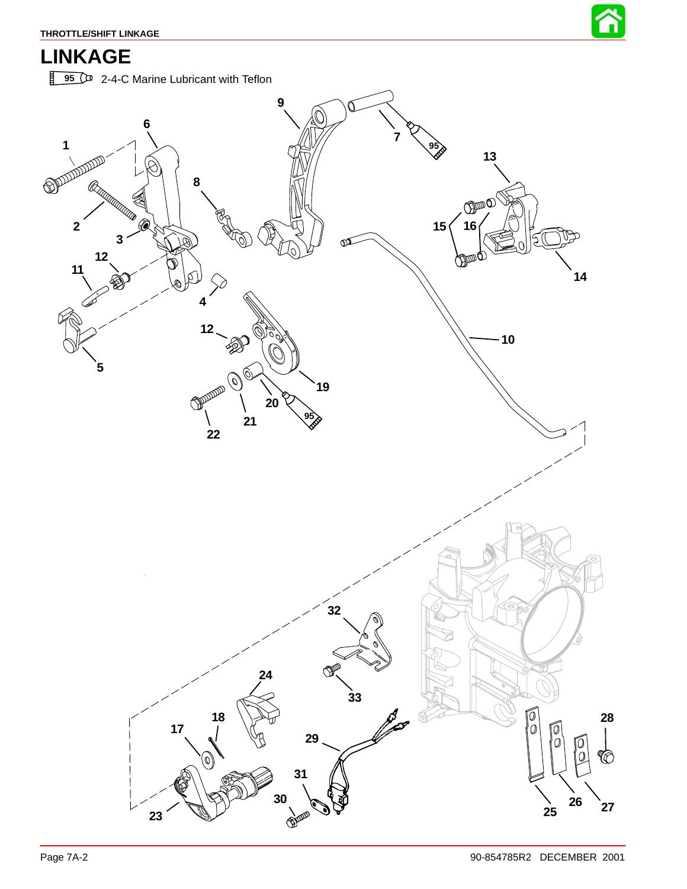# LINKAGE

95 2-4-C Marine Lubricant with Teflon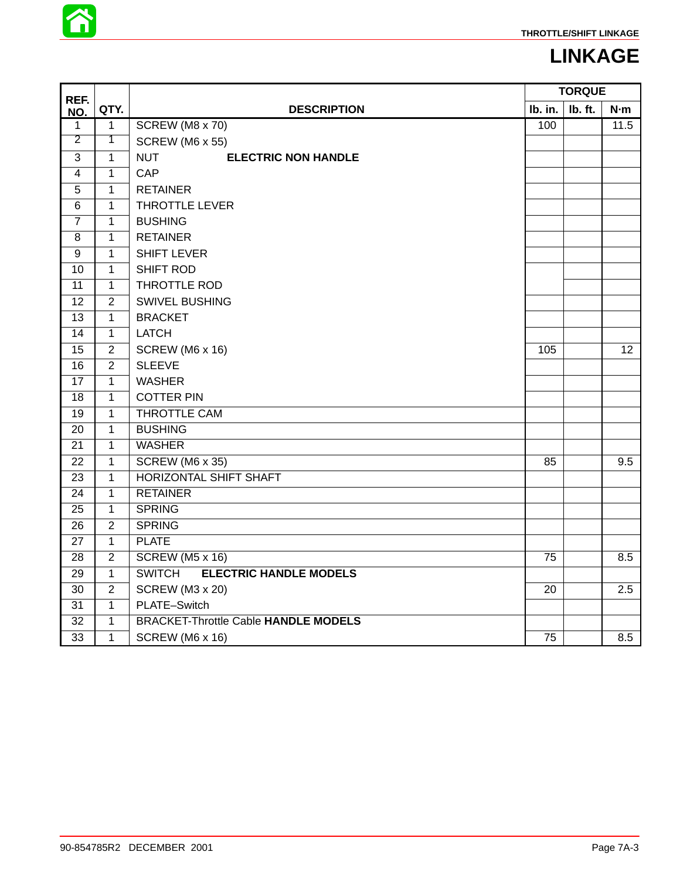# LINKAGE

| REF. NO. | QTY. | DESCRIPTION | TORQUE | | |
|---|---|---|---|---|---|
| | | | lb. in. | lb. ft. | N·m |
| 1 | 1 | SCREW (M8 x 70) | 100 | | 11.5 |
| 2 | 1 | SCREW (M6 x 55) | | | |
| 3 | 1 | NUT **ELECTRIC NON HANDLE** | | | |
| 4 | 1 | CAP | | | |
| 5 | 1 | RETAINER | | | |
| 6 | 1 | THROTTLE LEVER | | | |
| 7 | 1 | BUSHING | | | |
| 8 | 1 | RETAINER | | | |
| 9 | 1 | SHIFT LEVER | | | |
| 10 | 1 | SHIFT ROD | | | |
| 11 | 1 | THROTTLE ROD | | | |
| 12 | 2 | SWIVEL BUSHING | | | |
| 13 | 1 | BRACKET | | | |
| 14 | 1 | LATCH | | | |
| 15 | 2 | SCREW (M6 x 16) | 105 | | 12 |
| 16 | 2 | SLEEVE | | | |
| 17 | 1 | WASHER | | | |
| 18 | 1 | COTTER PIN | | | |
| 19 | 1 | THROTTLE CAM | | | |
| 20 | 1 | BUSHING | | | |
| 21 | 1 | WASHER | | | |
| 22 | 1 | SCREW (M6 x 35) | 85 | | 9.5 |
| 23 | 1 | HORIZONTAL SHIFT SHAFT | | | |
| 24 | 1 | RETAINER | | | |
| 25 | 1 | SPRING | | | |
| 26 | 2 | SPRING | | | |
| 27 | 1 | PLATE | | | |
| 28 | 2 | SCREW (M5 x 16) | 75 | | 8.5 |
| 29 | 1 | SWITCH **ELECTRIC HANDLE MODELS** | | | |
| 30 | 2 | SCREW (M3 x 20) | 20 | | 2.5 |
| 31 | 1 | PLATE–Switch | | | |
| 32 | 1 | BRACKET-Throttle Cable **HANDLE MODELS** | | | |
| 33 | 1 | SCREW (M6 x 16) | 75 | | 8.5 |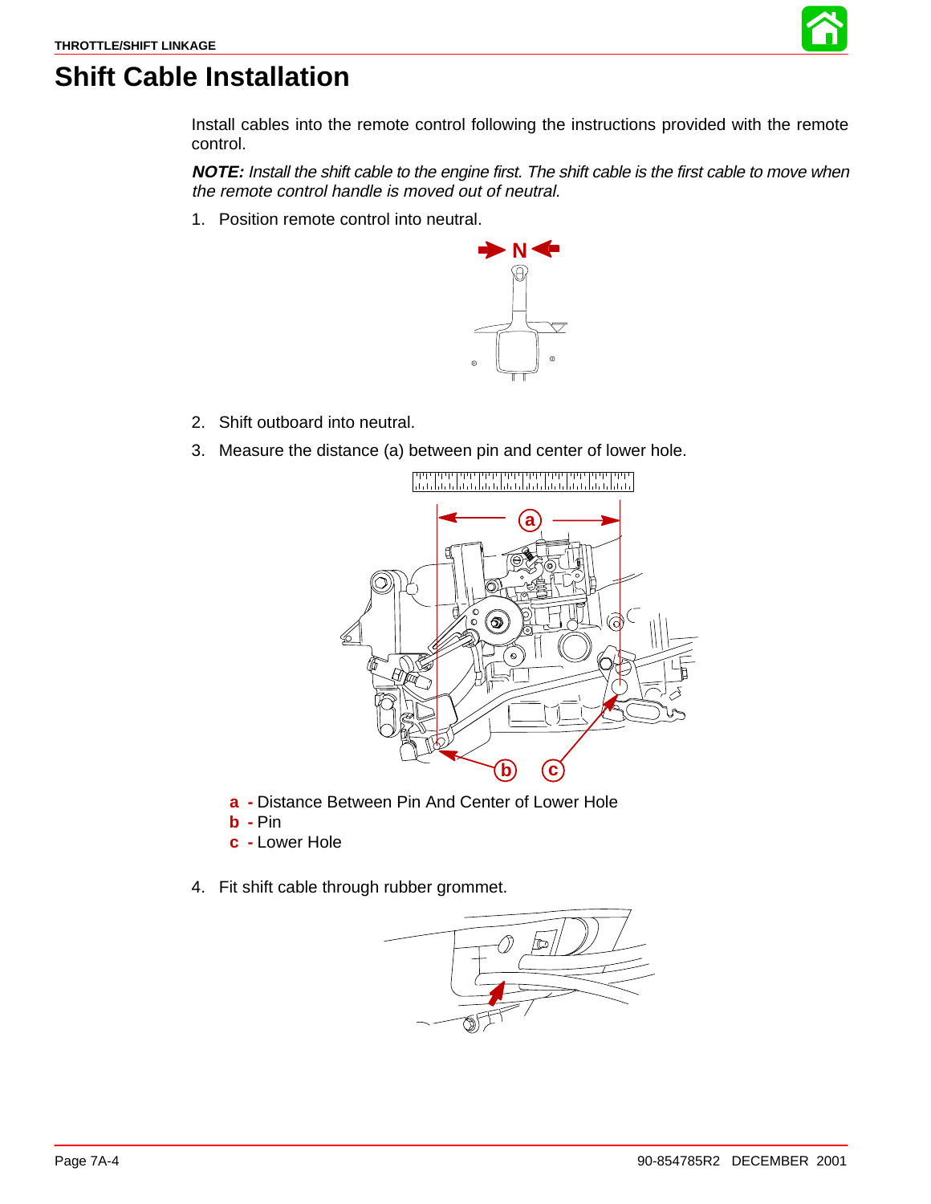# Shift Cable Installation

Install cables into the remote control following the instructions provided with the remote control.

***NOTE:** Install the shift cable to the engine first. The shift cable is the first cable to move when the remote control handle is moved out of neutral.*

1. Position remote control into neutral.

2. Shift outboard into neutral.

3. Measure the distance (a) between pin and center of lower hole.

**a -** Distance Between Pin And Center of Lower Hole
**b -** Pin
**c -** Lower Hole

4. Fit shift cable through rubber grommet.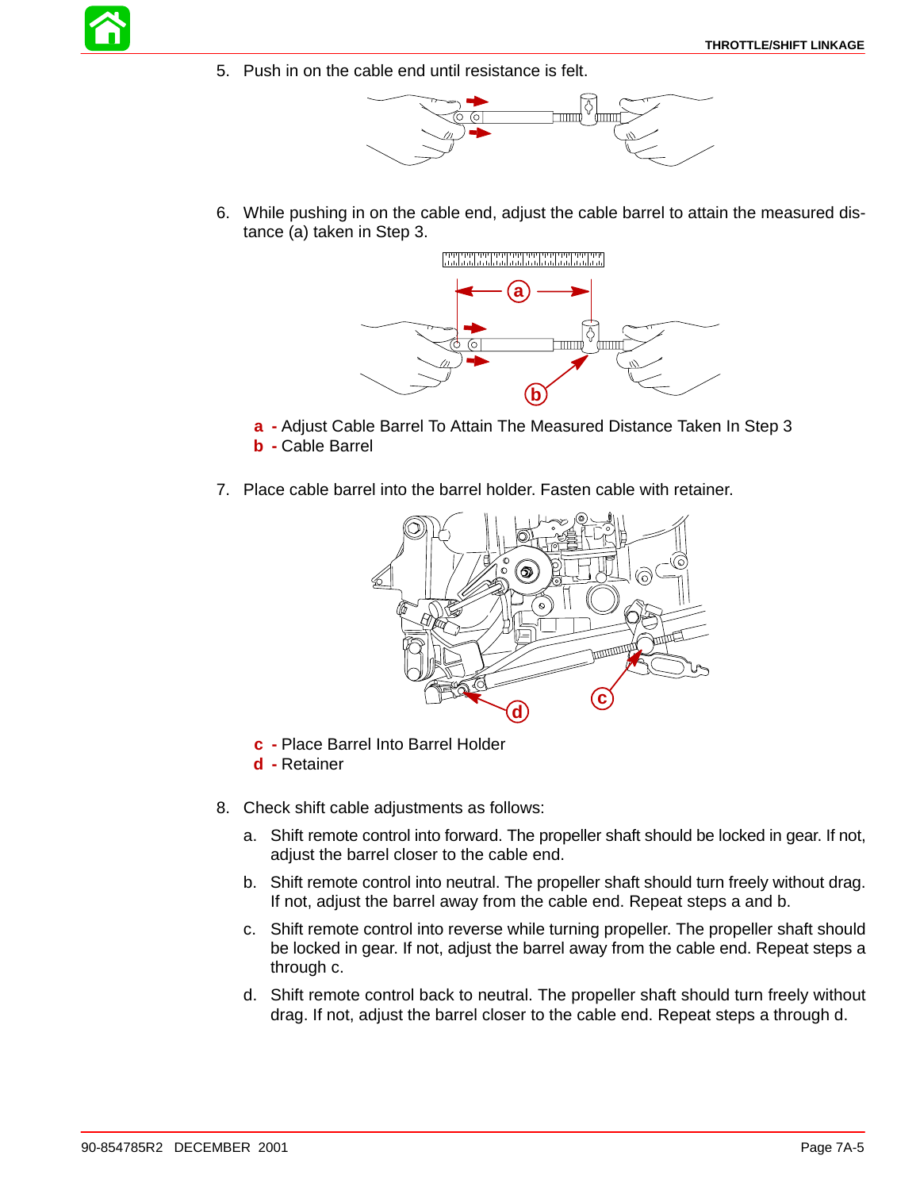5. Push in on the cable end until resistance is felt.

6. While pushing in on the cable end, adjust the cable barrel to attain the measured distance (a) taken in Step 3.

**a** - Adjust Cable Barrel To Attain The Measured Distance Taken In Step 3
**b** - Cable Barrel

7. Place cable barrel into the barrel holder. Fasten cable with retainer.

**c** - Place Barrel Into Barrel Holder
**d** - Retainer

8. Check shift cable adjustments as follows:

   a. Shift remote control into forward. The propeller shaft should be locked in gear. If not, adjust the barrel closer to the cable end.

   b. Shift remote control into neutral. The propeller shaft should turn freely without drag. If not, adjust the barrel away from the cable end. Repeat steps a and b.

   c. Shift remote control into reverse while turning propeller. The propeller shaft should be locked in gear. If not, adjust the barrel away from the cable end. Repeat steps a through c.

   d. Shift remote control back to neutral. The propeller shaft should turn freely without drag. If not, adjust the barrel closer to the cable end. Repeat steps a through d.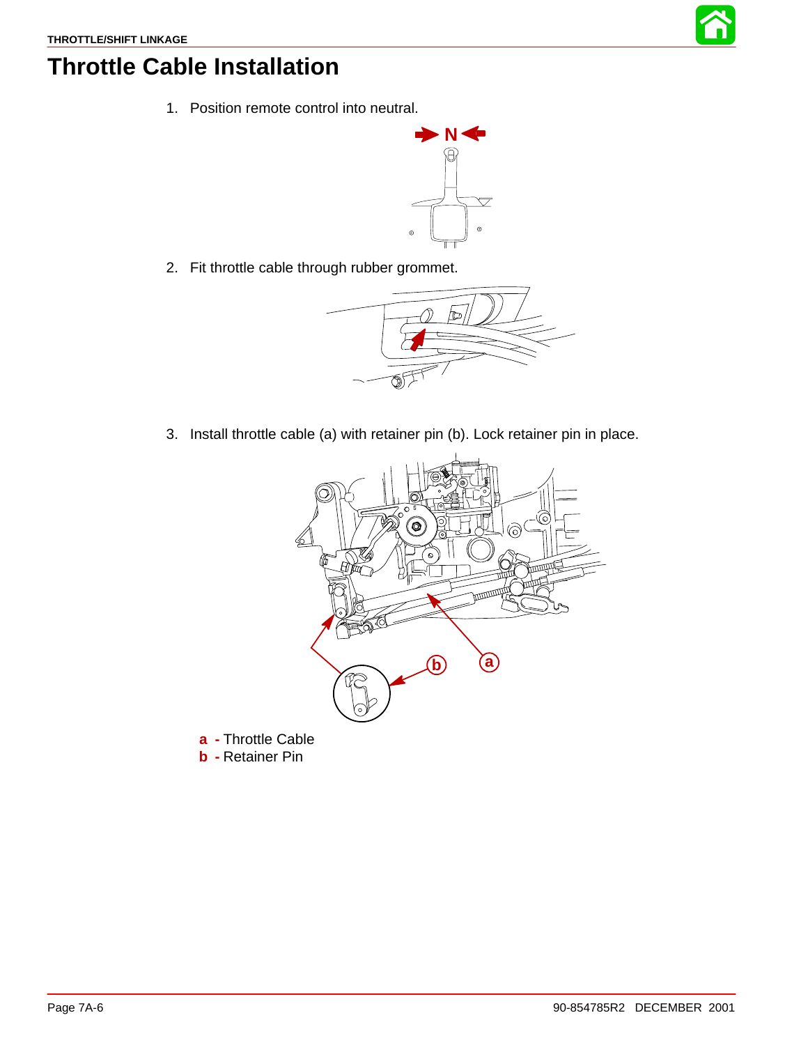# Throttle Cable Installation

1. Position remote control into neutral.

2. Fit throttle cable through rubber grommet.

3. Install throttle cable (a) with retainer pin (b). Lock retainer pin in place.

**a** - Throttle Cable
**b** - Retainer Pin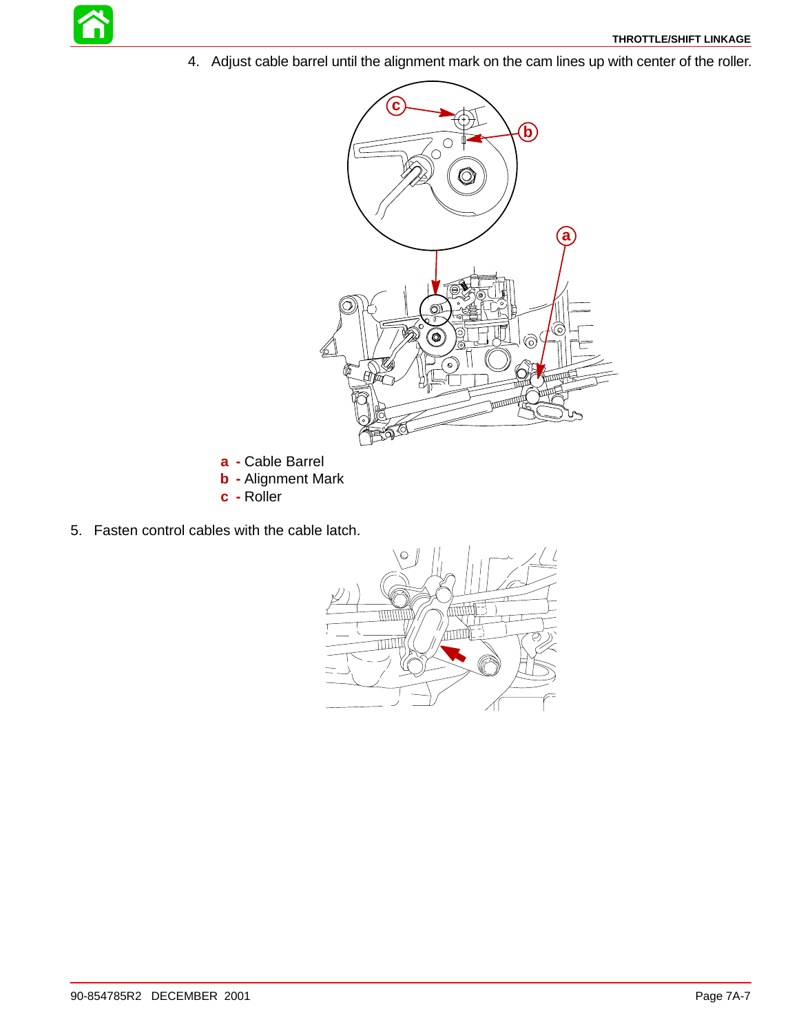4. Adjust cable barrel until the alignment mark on the cam lines up with center of the roller.

a - Cable Barrel
b - Alignment Mark
c - Roller

5. Fasten control cables with the cable latch.